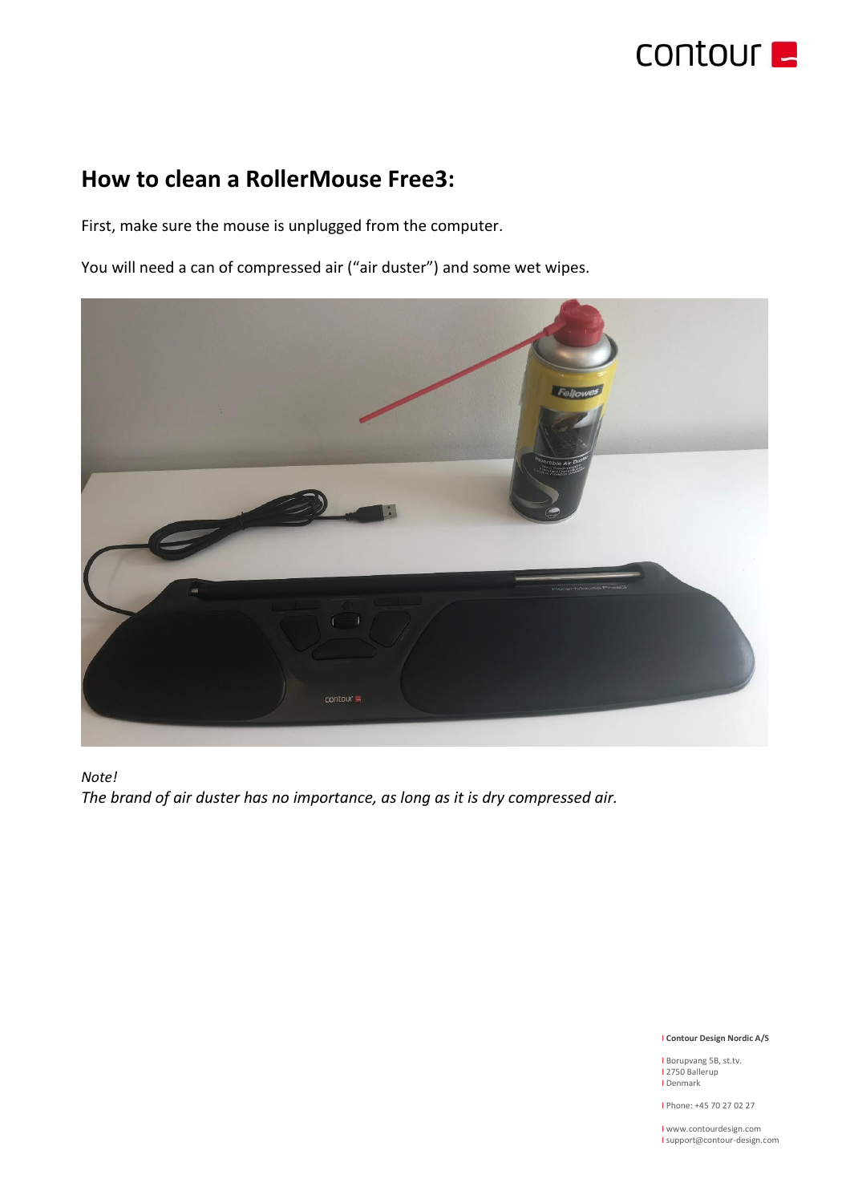## How to clean a RollerMouse Free3:

First, make sure the mouse is unplugged from the computer.

You will need a can of compressed air ("air duster") and some wet wipes.

*Note!*
*The brand of air duster has no importance, as long as it is dry compressed air.*

**Contour Design Nordic A/S**

Borupvang 5B, st.tv.
2750 Ballerup
Denmark

Phone: +45 70 27 02 27

www.contourdesign.com
support@contour-design.com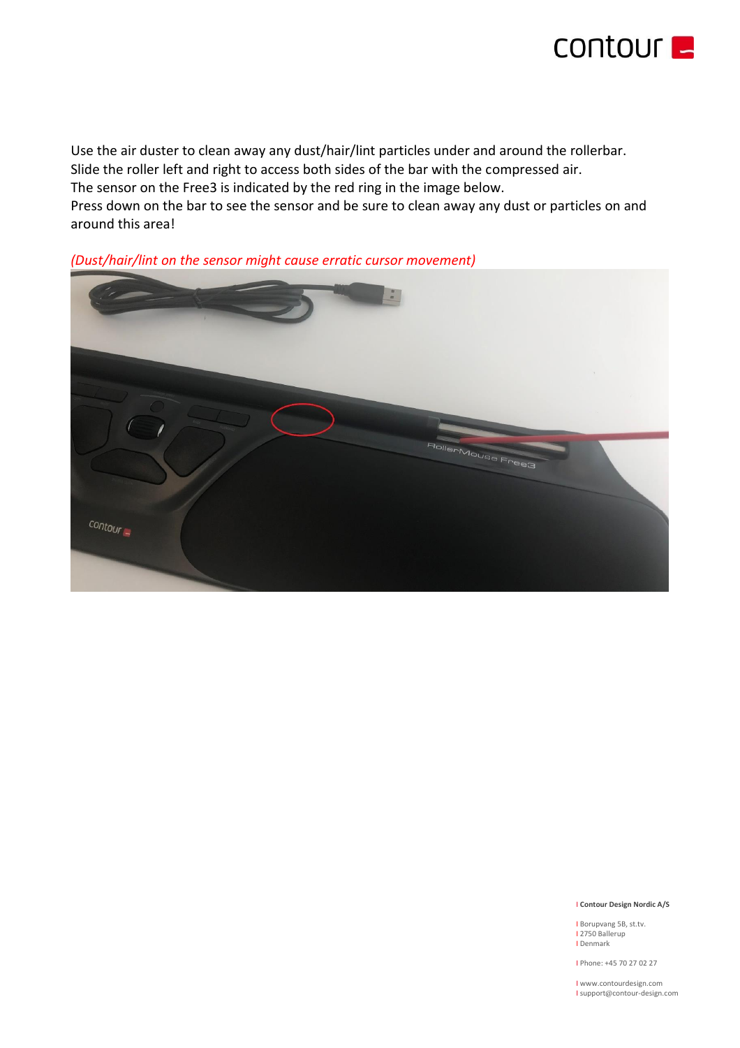Use the air duster to clean away any dust/hair/lint particles under and around the rollerbar.
Slide the roller left and right to access both sides of the bar with the compressed air.
The sensor on the Free3 is indicated by the red ring in the image below.
Press down on the bar to see the sensor and be sure to clean away any dust or particles on and around this area!

*(Dust/hair/lint on the sensor might cause erratic cursor movement)*

**Contontour Design Nordic A/S**

Borupvang 5B, st.tv.
2750 Ballerup
Denmark

Phone: +45 70 27 02 27

www.contourdesign.com
support@contour-design.com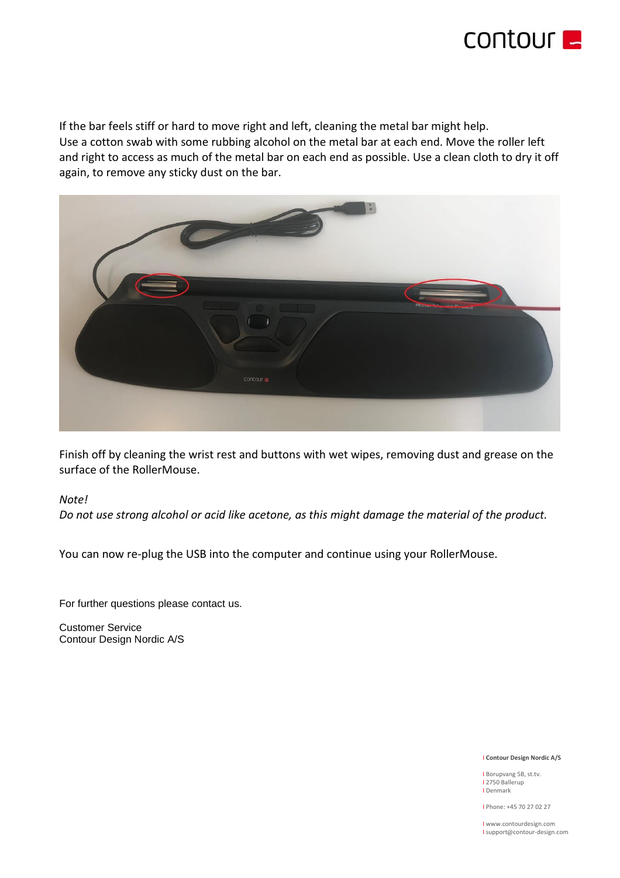If the bar feels stiff or hard to move right and left, cleaning the metal bar might help.
Use a cotton swab with some rubbing alcohol on the metal bar at each end. Move the roller left and right to access as much of the metal bar on each end as possible. Use a clean cloth to dry it off again, to remove any sticky dust on the bar.

Finish off by cleaning the wrist rest and buttons with wet wipes, removing dust and grease on the surface of the RollerMouse.

*Note!*
*Do not use strong alcohol or acid like acetone, as this might damage the material of the product.*

You can now re-plug the USB into the computer and continue using your RollerMouse.

For further questions please contact us.

Customer Service
Contour Design Nordic A/S

**Contour Design Nordic A/S**

Borupvang 5B, st.tv.
2750 Ballerup
Denmark

Phone: +45 70 27 02 27

www.contourdesign.com
support@contour-design.com